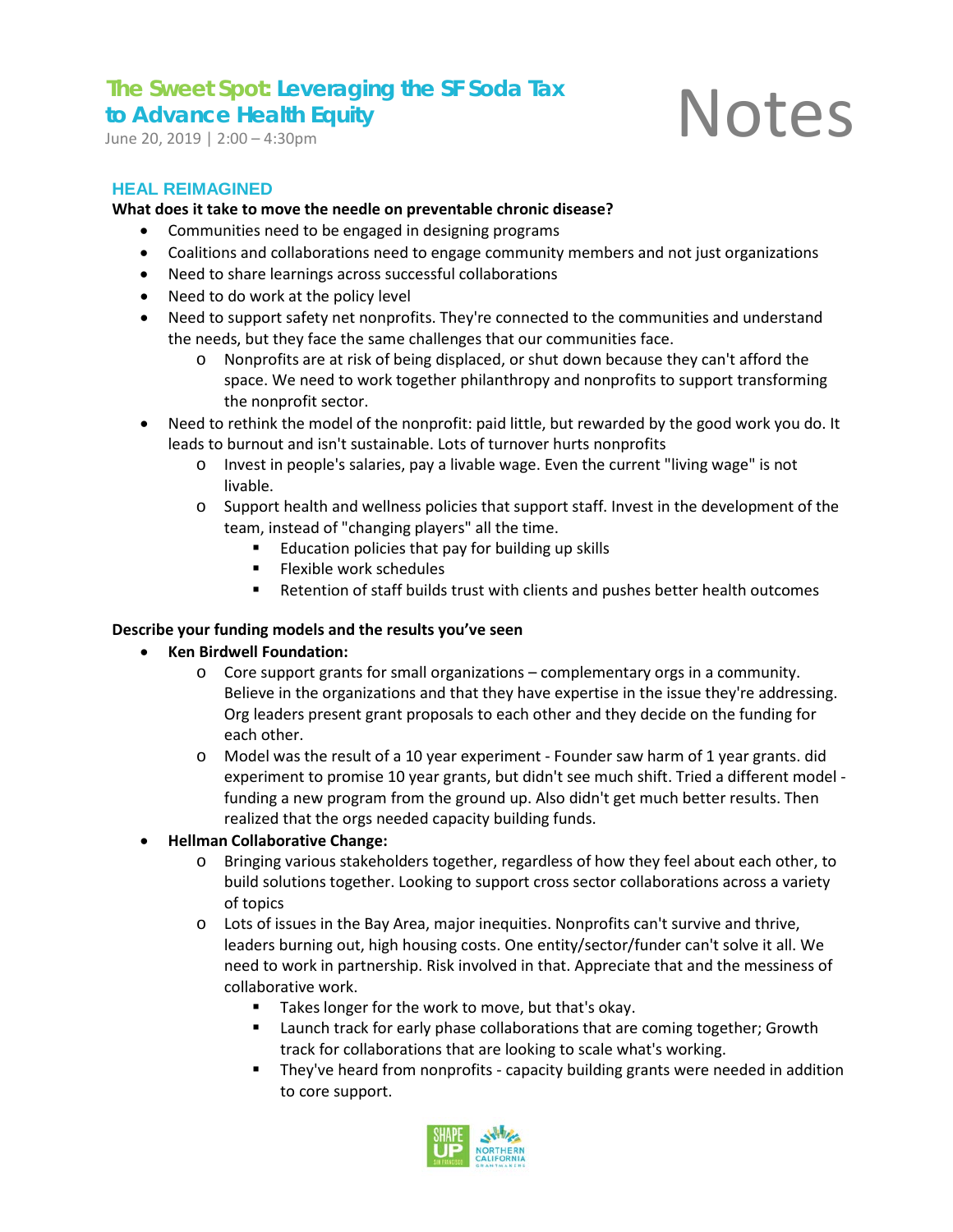# The Sweet Spot: Leveraging the SF Soda Tax to Advance Health Equity

June 20, 2019 | 2:00 – 4:30pm

# Notes

## HEAL REIMAGINED

**What does it take to move the needle on preventable chronic disease?**

- Communities need to be engaged in designing programs
- Coalitions and collaborations need to engage community members and not just organizations
- Need to share learnings across successful collaborations
- Need to do work at the policy level
- Need to support safety net nonprofits. They're connected to the communities and understand the needs, but they face the same challenges that our communities face.
  - Nonprofits are at risk of being displaced, or shut down because they can't afford the space. We need to work together philanthropy and nonprofits to support transforming the nonprofit sector.
- Need to rethink the model of the nonprofit: paid little, but rewarded by the good work you do. It leads to burnout and isn't sustainable. Lots of turnover hurts nonprofits
  - Invest in people's salaries, pay a livable wage. Even the current "living wage" is not livable.
  - Support health and wellness policies that support staff. Invest in the development of the team, instead of "changing players" all the time.
    - Education policies that pay for building up skills
    - Flexible work schedules
    - Retention of staff builds trust with clients and pushes better health outcomes

**Describe your funding models and the results you've seen**

- **Ken Birdwell Foundation:**
  - Core support grants for small organizations – complementary orgs in a community. Believe in the organizations and that they have expertise in the issue they're addressing. Org leaders present grant proposals to each other and they decide on the funding for each other.
  - Model was the result of a 10 year experiment - Founder saw harm of 1 year grants. did experiment to promise 10 year grants, but didn't see much shift. Tried a different model - funding a new program from the ground up. Also didn't get much better results. Then realized that the orgs needed capacity building funds.
- **Hellman Collaborative Change:**
  - Bringing various stakeholders together, regardless of how they feel about each other, to build solutions together. Looking to support cross sector collaborations across a variety of topics
  - Lots of issues in the Bay Area, major inequities. Nonprofits can't survive and thrive, leaders burning out, high housing costs. One entity/sector/funder can't solve it all. We need to work in partnership. Risk involved in that. Appreciate that and the messiness of collaborative work.
    - Takes longer for the work to move, but that's okay.
    - Launch track for early phase collaborations that are coming together; Growth track for collaborations that are looking to scale what's working.
    - They've heard from nonprofits - capacity building grants were needed in addition to core support.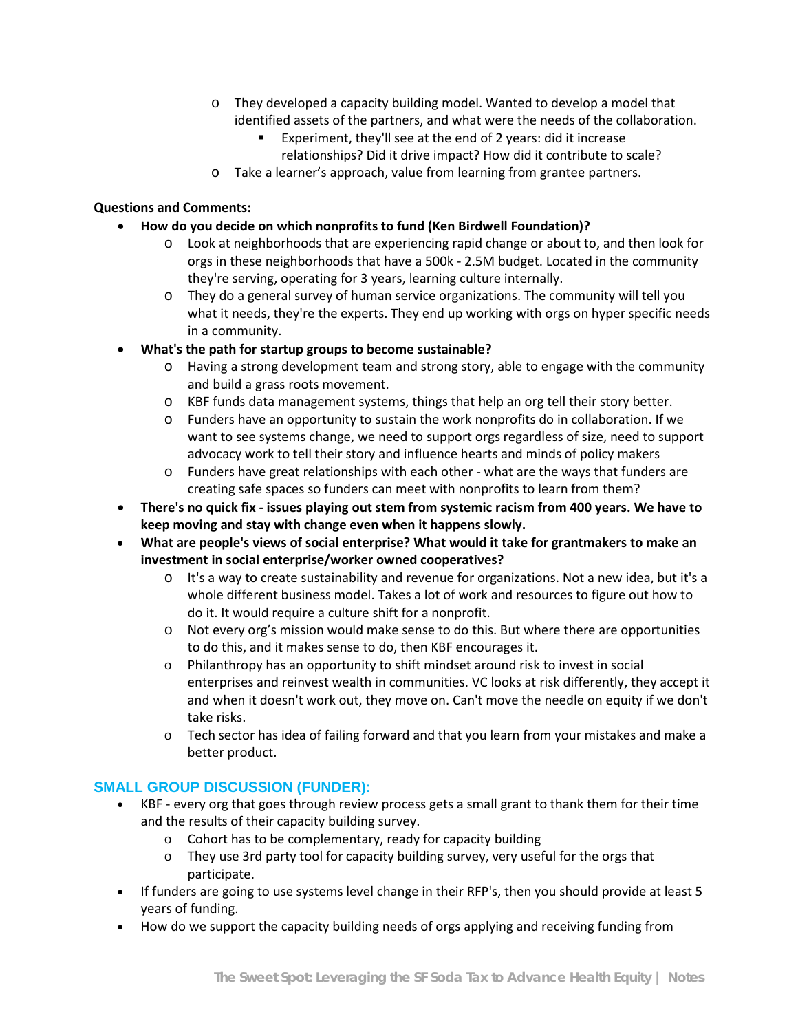- They developed a capacity building model. Wanted to develop a model that identified assets of the partners, and what were the needs of the collaboration.
    - Experiment, they'll see at the end of 2 years: did it increase relationships? Did it drive impact? How did it contribute to scale?
- Take a learner's approach, value from learning from grantee partners.

**Questions and Comments:**

- **How do you decide on which nonprofits to fund (Ken Birdwell Foundation)?**
    - Look at neighborhoods that are experiencing rapid change or about to, and then look for orgs in these neighborhoods that have a 500k - 2.5M budget. Located in the community they're serving, operating for 3 years, learning culture internally.
    - They do a general survey of human service organizations. The community will tell you what it needs, they're the experts. They end up working with orgs on hyper specific needs in a community.
- **What's the path for startup groups to become sustainable?**
    - Having a strong development team and strong story, able to engage with the community and build a grass roots movement.
    - KBF funds data management systems, things that help an org tell their story better.
    - Funders have an opportunity to sustain the work nonprofits do in collaboration. If we want to see systems change, we need to support orgs regardless of size, need to support advocacy work to tell their story and influence hearts and minds of policy makers
    - Funders have great relationships with each other - what are the ways that funders are creating safe spaces so funders can meet with nonprofits to learn from them?
- **There's no quick fix - issues playing out stem from systemic racism from 400 years. We have to keep moving and stay with change even when it happens slowly.**
- **What are people's views of social enterprise? What would it take for grantmakers to make an investment in social enterprise/worker owned cooperatives?**
    - It's a way to create sustainability and revenue for organizations. Not a new idea, but it's a whole different business model. Takes a lot of work and resources to figure out how to do it. It would require a culture shift for a nonprofit.
    - Not every org's mission would make sense to do this. But where there are opportunities to do this, and it makes sense to do, then KBF encourages it.
    - Philanthropy has an opportunity to shift mindset around risk to invest in social enterprises and reinvest wealth in communities. VC looks at risk differently, they accept it and when it doesn't work out, they move on. Can't move the needle on equity if we don't take risks.
    - Tech sector has idea of failing forward and that you learn from your mistakes and make a better product.

## SMALL GROUP DISCUSSION (FUNDER):

- KBF - every org that goes through review process gets a small grant to thank them for their time and the results of their capacity building survey.
    - Cohort has to be complementary, ready for capacity building
    - They use 3rd party tool for capacity building survey, very useful for the orgs that participate.
- If funders are going to use systems level change in their RFP's, then you should provide at least 5 years of funding.
- How do we support the capacity building needs of orgs applying and receiving funding from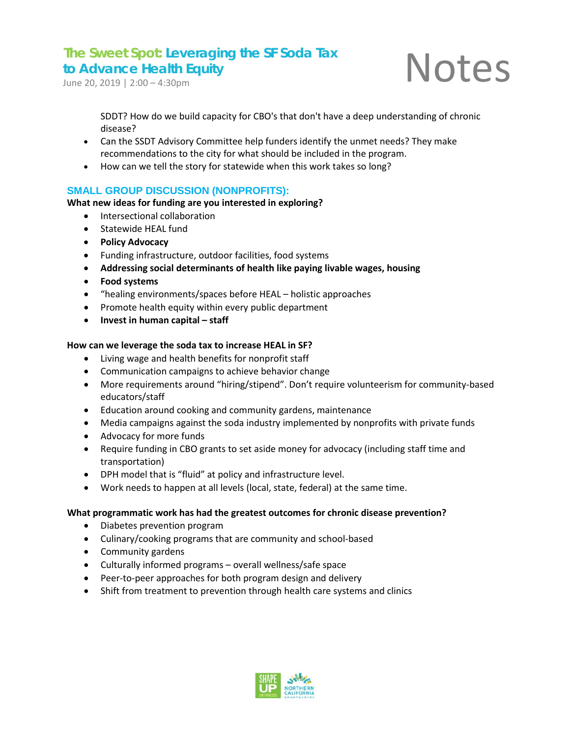SDDT? How do we build capacity for CBO's that don't have a deep understanding of chronic disease?

- Can the SSDT Advisory Committee help funders identify the unmet needs? They make recommendations to the city for what should be included in the program.
- How can we tell the story for statewide when this work takes so long?

## SMALL GROUP DISCUSSION (NONPROFITS):

**What new ideas for funding are you interested in exploring?**

- Intersectional collaboration
- Statewide HEAL fund
- **Policy Advocacy**
- Funding infrastructure, outdoor facilities, food systems
- **Addressing social determinants of health like paying livable wages, housing**
- **Food systems**
- "healing environments/spaces before HEAL – holistic approaches
- Promote health equity within every public department
- **Invest in human capital – staff**

**How can we leverage the soda tax to increase HEAL in SF?**

- Living wage and health benefits for nonprofit staff
- Communication campaigns to achieve behavior change
- More requirements around "hiring/stipend". Don't require volunteerism for community-based educators/staff
- Education around cooking and community gardens, maintenance
- Media campaigns against the soda industry implemented by nonprofits with private funds
- Advocacy for more funds
- Require funding in CBO grants to set aside money for advocacy (including staff time and transportation)
- DPH model that is "fluid" at policy and infrastructure level.
- Work needs to happen at all levels (local, state, federal) at the same time.

**What programmatic work has had the greatest outcomes for chronic disease prevention?**

- Diabetes prevention program
- Culinary/cooking programs that are community and school-based
- Community gardens
- Culturally informed programs – overall wellness/safe space
- Peer-to-peer approaches for both program design and delivery
- Shift from treatment to prevention through health care systems and clinics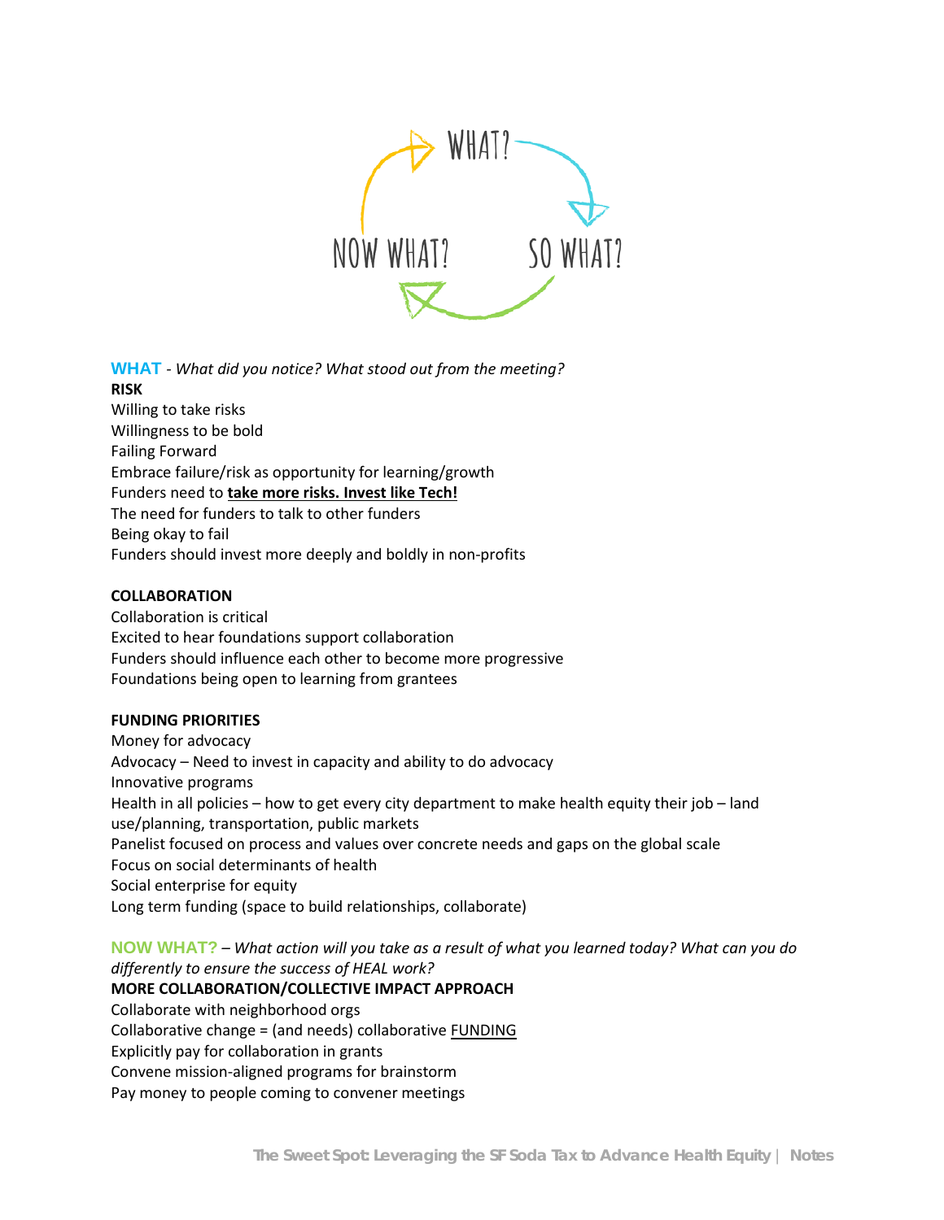WHAT? → SO WHAT? → NOW WHAT?

**WHAT** - *What did you notice? What stood out from the meeting?*

**RISK**

Willing to take risks
Willingness to be bold
Failing Forward
Embrace failure/risk as opportunity for learning/growth
Funders need to **take more risks. Invest like Tech!**
The need for funders to talk to other funders
Being okay to fail
Funders should invest more deeply and boldly in non-profits

**COLLABORATION**

Collaboration is critical
Excited to hear foundations support collaboration
Funders should influence each other to become more progressive
Foundations being open to learning from grantees

**FUNDING PRIORITIES**

Money for advocacy
Advocacy – Need to invest in capacity and ability to do advocacy
Innovative programs
Health in all policies – how to get every city department to make health equity their job – land use/planning, transportation, public markets
Panelist focused on process and values over concrete needs and gaps on the global scale
Focus on social determinants of health
Social enterprise for equity
Long term funding (space to build relationships, collaborate)

**NOW WHAT?** – *What action will you take as a result of what you learned today? What can you do differently to ensure the success of HEAL work?*

**MORE COLLABORATION/COLLECTIVE IMPACT APPROACH**

Collaborate with neighborhood orgs
Collaborative change = (and needs) collaborative FUNDING
Explicitly pay for collaboration in grants
Convene mission-aligned programs for brainstorm
Pay money to people coming to convener meetings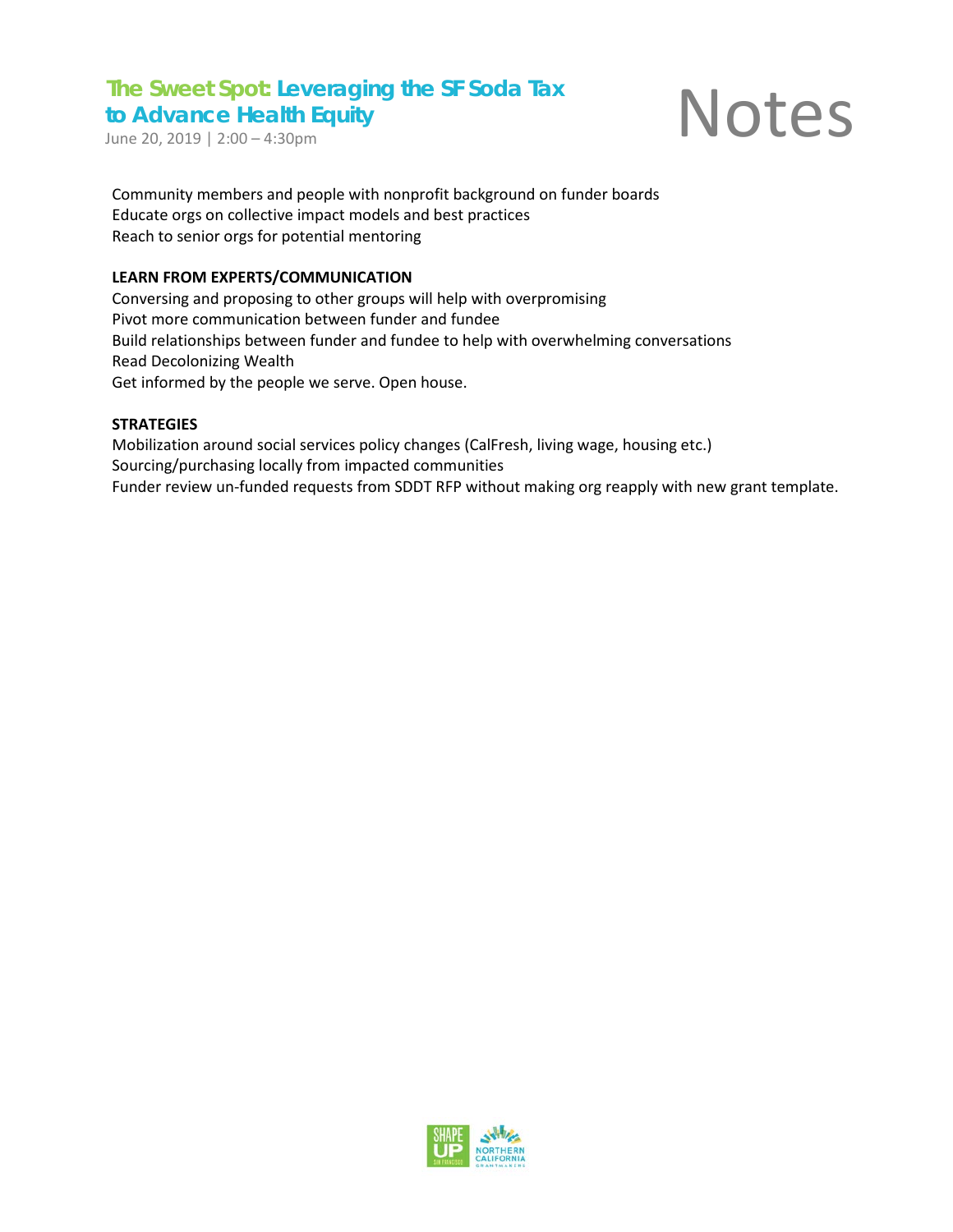Community members and people with nonprofit background on funder boards
Educate orgs on collective impact models and best practices
Reach to senior orgs for potential mentoring

**LEARN FROM EXPERTS/COMMUNICATION**

Conversing and proposing to other groups will help with overpromising
Pivot more communication between funder and fundee
Build relationships between funder and fundee to help with overwhelming conversations
Read Decolonizing Wealth
Get informed by the people we serve. Open house.

**STRATEGIES**

Mobilization around social services policy changes (CalFresh, living wage, housing etc.)
Sourcing/purchasing locally from impacted communities
Funder review un-funded requests from SDDT RFP without making org reapply with new grant template.